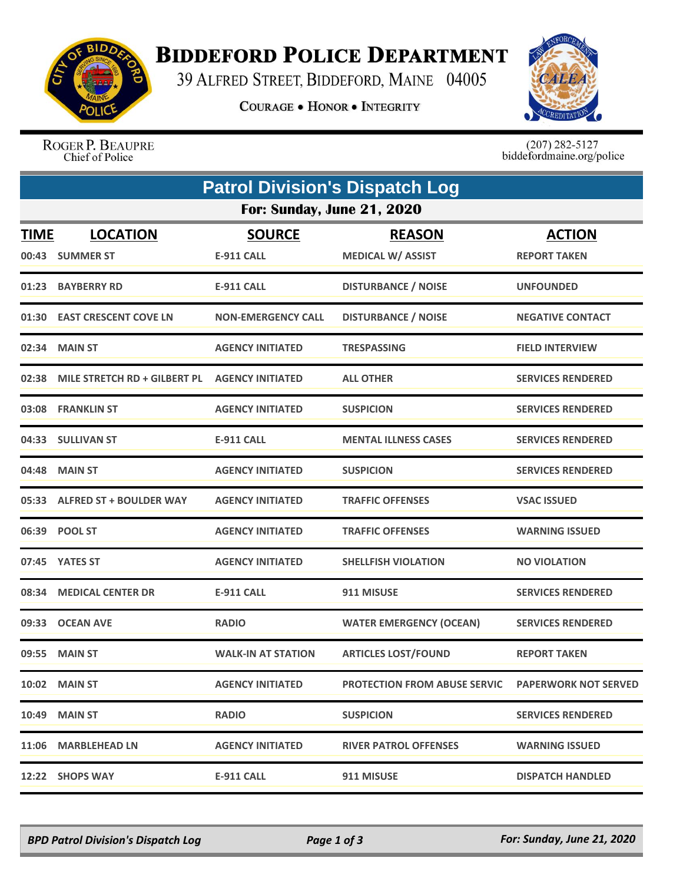# Biddeford Police Department

39 Alfred Street, Biddeford, Maine 04005

Courage • Honor • Integrity

Roger P. Beaupre
Chief of Police

(207) 282-5127
biddefordmaine.org/police

## Patrol Division's Dispatch Log

### For: Sunday, June 21, 2020

| TIME | LOCATION | SOURCE | REASON | ACTION |
|---|---|---|---|---|
| 00:43 | SUMMER ST | E-911 CALL | MEDICAL W/ ASSIST | REPORT TAKEN |
| 01:23 | BAYBERRY RD | E-911 CALL | DISTURBANCE / NOISE | UNFOUNDED |
| 01:30 | EAST CRESCENT COVE LN | NON-EMERGENCY CALL | DISTURBANCE / NOISE | NEGATIVE CONTACT |
| 02:34 | MAIN ST | AGENCY INITIATED | TRESPASSING | FIELD INTERVIEW |
| 02:38 | MILE STRETCH RD + GILBERT PL | AGENCY INITIATED | ALL OTHER | SERVICES RENDERED |
| 03:08 | FRANKLIN ST | AGENCY INITIATED | SUSPICION | SERVICES RENDERED |
| 04:33 | SULLIVAN ST | E-911 CALL | MENTAL ILLNESS CASES | SERVICES RENDERED |
| 04:48 | MAIN ST | AGENCY INITIATED | SUSPICION | SERVICES RENDERED |
| 05:33 | ALFRED ST + BOULDER WAY | AGENCY INITIATED | TRAFFIC OFFENSES | VSAC ISSUED |
| 06:39 | POOL ST | AGENCY INITIATED | TRAFFIC OFFENSES | WARNING ISSUED |
| 07:45 | YATES ST | AGENCY INITIATED | SHELLFISH VIOLATION | NO VIOLATION |
| 08:34 | MEDICAL CENTER DR | E-911 CALL | 911 MISUSE | SERVICES RENDERED |
| 09:33 | OCEAN AVE | RADIO | WATER EMERGENCY (OCEAN) | SERVICES RENDERED |
| 09:55 | MAIN ST | WALK-IN AT STATION | ARTICLES LOST/FOUND | REPORT TAKEN |
| 10:02 | MAIN ST | AGENCY INITIATED | PROTECTION FROM ABUSE SERVIC | PAPERWORK NOT SERVED |
| 10:49 | MAIN ST | RADIO | SUSPICION | SERVICES RENDERED |
| 11:06 | MARBLEHEAD LN | AGENCY INITIATED | RIVER PATROL OFFENSES | WARNING ISSUED |
| 12:22 | SHOPS WAY | E-911 CALL | 911 MISUSE | DISPATCH HANDLED |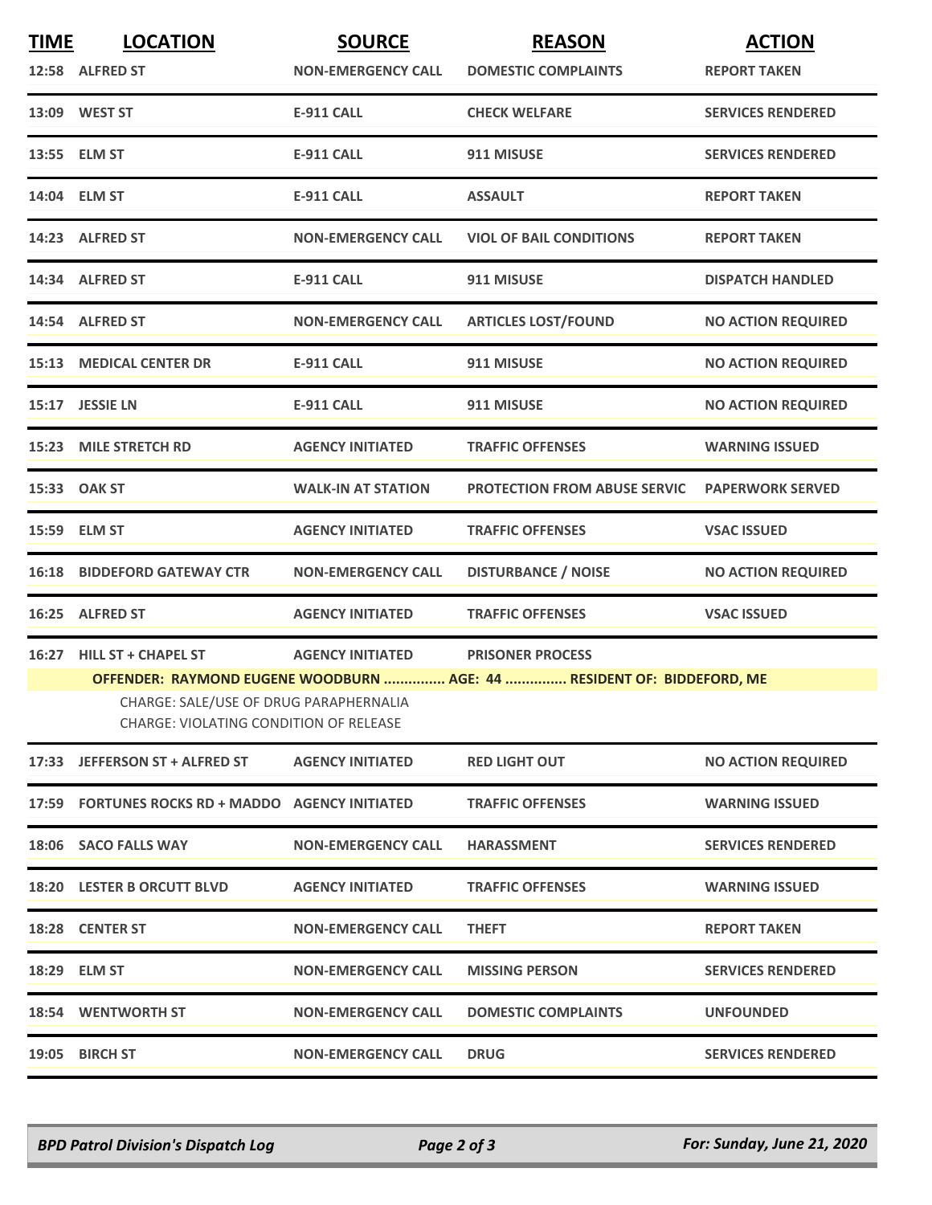| TIME | LOCATION | SOURCE | REASON | ACTION |
|---|---|---|---|---|
| 12:58 | ALFRED ST | NON-EMERGENCY CALL | DOMESTIC COMPLAINTS | REPORT TAKEN |
| 13:09 | WEST ST | E-911 CALL | CHECK WELFARE | SERVICES RENDERED |
| 13:55 | ELM ST | E-911 CALL | 911 MISUSE | SERVICES RENDERED |
| 14:04 | ELM ST | E-911 CALL | ASSAULT | REPORT TAKEN |
| 14:23 | ALFRED ST | NON-EMERGENCY CALL | VIOL OF BAIL CONDITIONS | REPORT TAKEN |
| 14:34 | ALFRED ST | E-911 CALL | 911 MISUSE | DISPATCH HANDLED |
| 14:54 | ALFRED ST | NON-EMERGENCY CALL | ARTICLES LOST/FOUND | NO ACTION REQUIRED |
| 15:13 | MEDICAL CENTER DR | E-911 CALL | 911 MISUSE | NO ACTION REQUIRED |
| 15:17 | JESSIE LN | E-911 CALL | 911 MISUSE | NO ACTION REQUIRED |
| 15:23 | MILE STRETCH RD | AGENCY INITIATED | TRAFFIC OFFENSES | WARNING ISSUED |
| 15:33 | OAK ST | WALK-IN AT STATION | PROTECTION FROM ABUSE SERVIC | PAPERWORK SERVED |
| 15:59 | ELM ST | AGENCY INITIATED | TRAFFIC OFFENSES | VSAC ISSUED |
| 16:18 | BIDDEFORD GATEWAY CTR | NON-EMERGENCY CALL | DISTURBANCE / NOISE | NO ACTION REQUIRED |
| 16:25 | ALFRED ST | AGENCY INITIATED | TRAFFIC OFFENSES | VSAC ISSUED |
| 16:27 | HILL ST + CHAPEL ST | AGENCY INITIATED | PRISONER PROCESS | |

**OFFENDER: RAYMOND EUGENE WOODBURN ............... AGE: 44 ............... RESIDENT OF: BIDDEFORD, ME**

CHARGE: SALE/USE OF DRUG PARAPHERNALIA
CHARGE: VIOLATING CONDITION OF RELEASE

| TIME | LOCATION | SOURCE | REASON | ACTION |
|---|---|---|---|---|
| 17:33 | JEFFERSON ST + ALFRED ST | AGENCY INITIATED | RED LIGHT OUT | NO ACTION REQUIRED |
| 17:59 | FORTUNES ROCKS RD + MADDO | AGENCY INITIATED | TRAFFIC OFFENSES | WARNING ISSUED |
| 18:06 | SACO FALLS WAY | NON-EMERGENCY CALL | HARASSMENT | SERVICES RENDERED |
| 18:20 | LESTER B ORCUTT BLVD | AGENCY INITIATED | TRAFFIC OFFENSES | WARNING ISSUED |
| 18:28 | CENTER ST | NON-EMERGENCY CALL | THEFT | REPORT TAKEN |
| 18:29 | ELM ST | NON-EMERGENCY CALL | MISSING PERSON | SERVICES RENDERED |
| 18:54 | WENTWORTH ST | NON-EMERGENCY CALL | DOMESTIC COMPLAINTS | UNFOUNDED |
| 19:05 | BIRCH ST | NON-EMERGENCY CALL | DRUG | SERVICES RENDERED |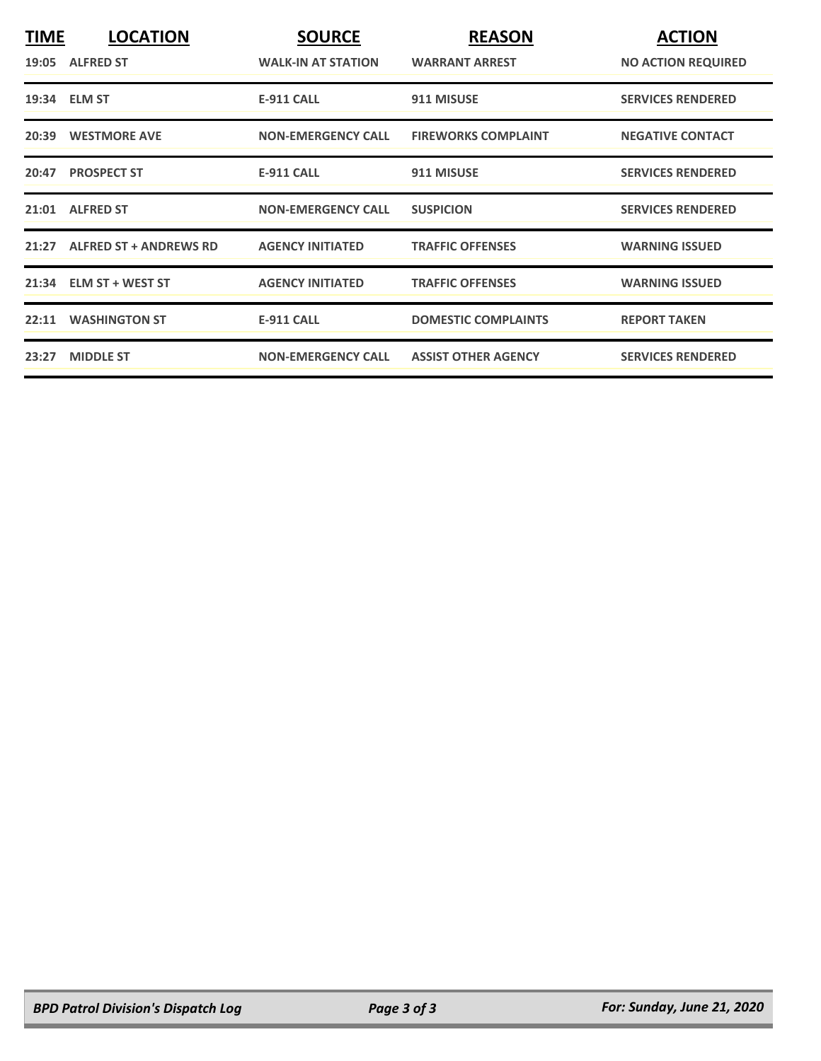| TIME | LOCATION | SOURCE | REASON | ACTION |
|---|---|---|---|---|
| 19:05 | ALFRED ST | WALK-IN AT STATION | WARRANT ARREST | NO ACTION REQUIRED |
| 19:34 | ELM ST | E-911 CALL | 911 MISUSE | SERVICES RENDERED |
| 20:39 | WESTMORE AVE | NON-EMERGENCY CALL | FIREWORKS COMPLAINT | NEGATIVE CONTACT |
| 20:47 | PROSPECT ST | E-911 CALL | 911 MISUSE | SERVICES RENDERED |
| 21:01 | ALFRED ST | NON-EMERGENCY CALL | SUSPICION | SERVICES RENDERED |
| 21:27 | ALFRED ST + ANDREWS RD | AGENCY INITIATED | TRAFFIC OFFENSES | WARNING ISSUED |
| 21:34 | ELM ST + WEST ST | AGENCY INITIATED | TRAFFIC OFFENSES | WARNING ISSUED |
| 22:11 | WASHINGTON ST | E-911 CALL | DOMESTIC COMPLAINTS | REPORT TAKEN |
| 23:27 | MIDDLE ST | NON-EMERGENCY CALL | ASSIST OTHER AGENCY | SERVICES RENDERED |